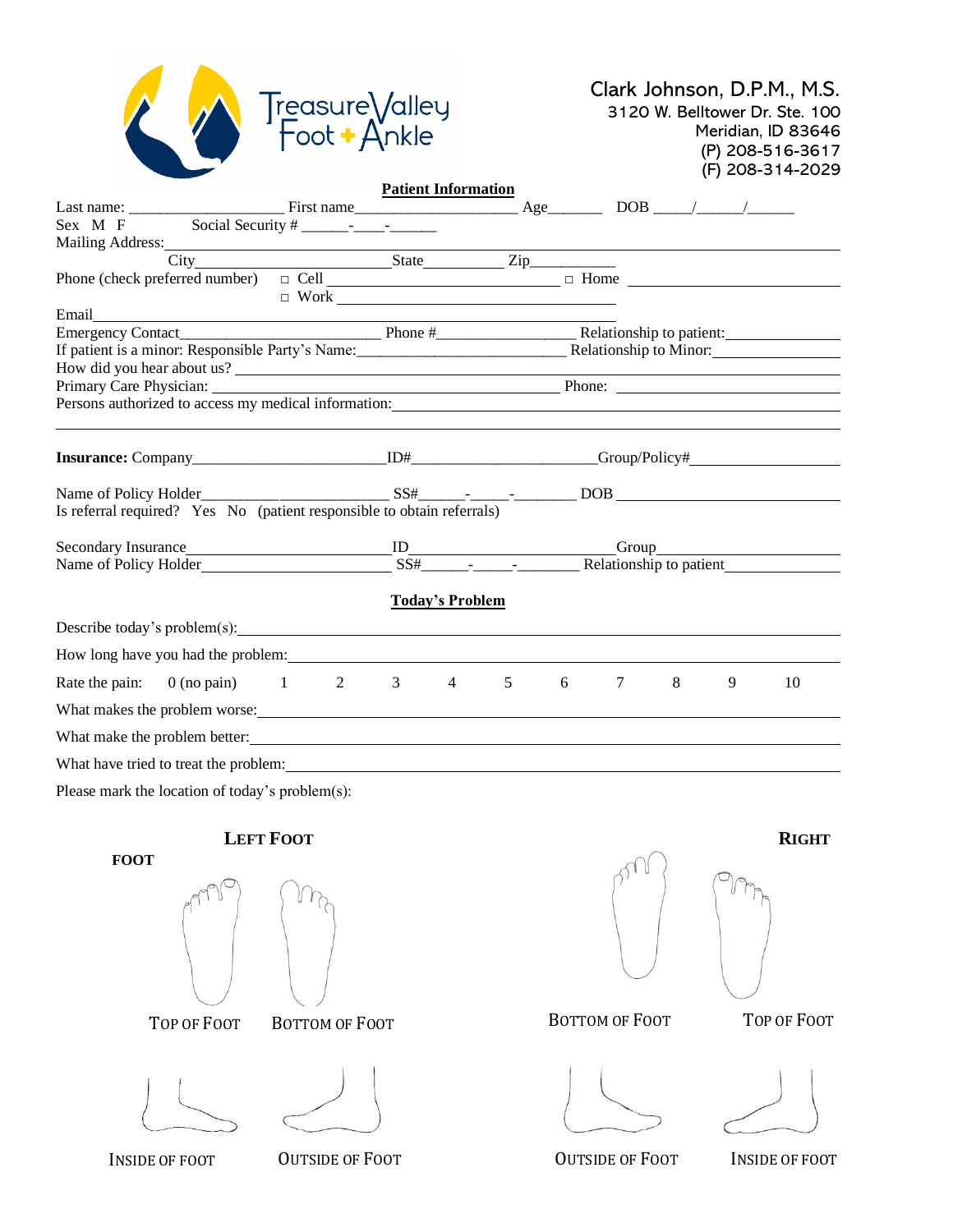Treasure Valley Foot + Ankle

Clark Johnson, D.P.M., M.S.
3120 W. Belltower Dr. Ste. 100
Meridian, ID 83646
(P) 208-516-3617
(F) 208-314-2029

## Patient Information

Last name: ____________________ First name____________________ Age_______ DOB _____/______/______

Sex M F Social Security # ______-____-______

Mailing Address: ____________________

City____________________ State__________ Zip___________

Phone (check preferred number) □ Cell ____________________ □ Home ____________________

□ Work ____________________

Email ____________________

Emergency Contact____________________ Phone #________________ Relationship to patient:______________

If patient is a minor: Responsible Party's Name:____________________ Relationship to Minor:______________

How did you hear about us? ____________________

Primary Care Physician: ____________________ Phone: ____________________

Persons authorized to access my medical information: ____________________

**Insurance:** Company____________________ ID#____________________ Group/Policy#____________________

Name of Policy Holder____________________ SS#______-_____-________ DOB ____________________

Is referral required? Yes No (patient responsible to obtain referrals)

Secondary Insurance____________________ ID____________________ Group____________________

Name of Policy Holder____________________ SS#______-_____-________ Relationship to patient____________

## Today's Problem

Describe today's problem(s): ____________________

How long have you had the problem: ____________________

Rate the pain: 0 (no pain) 1 2 3 4 5 6 7 8 9 10

What makes the problem worse: ____________________

What make the problem better: ____________________

What have tried to treat the problem: ____________________

Please mark the location of today's problem(s):

LEFT FOOT

RIGHT FOOT

TOP OF FOOT BOTTOM OF FOOT BOTTOM OF FOOT TOP OF FOOT

INSIDE OF FOOT OUTSIDE OF FOOT OUTSIDE OF FOOT INSIDE OF FOOT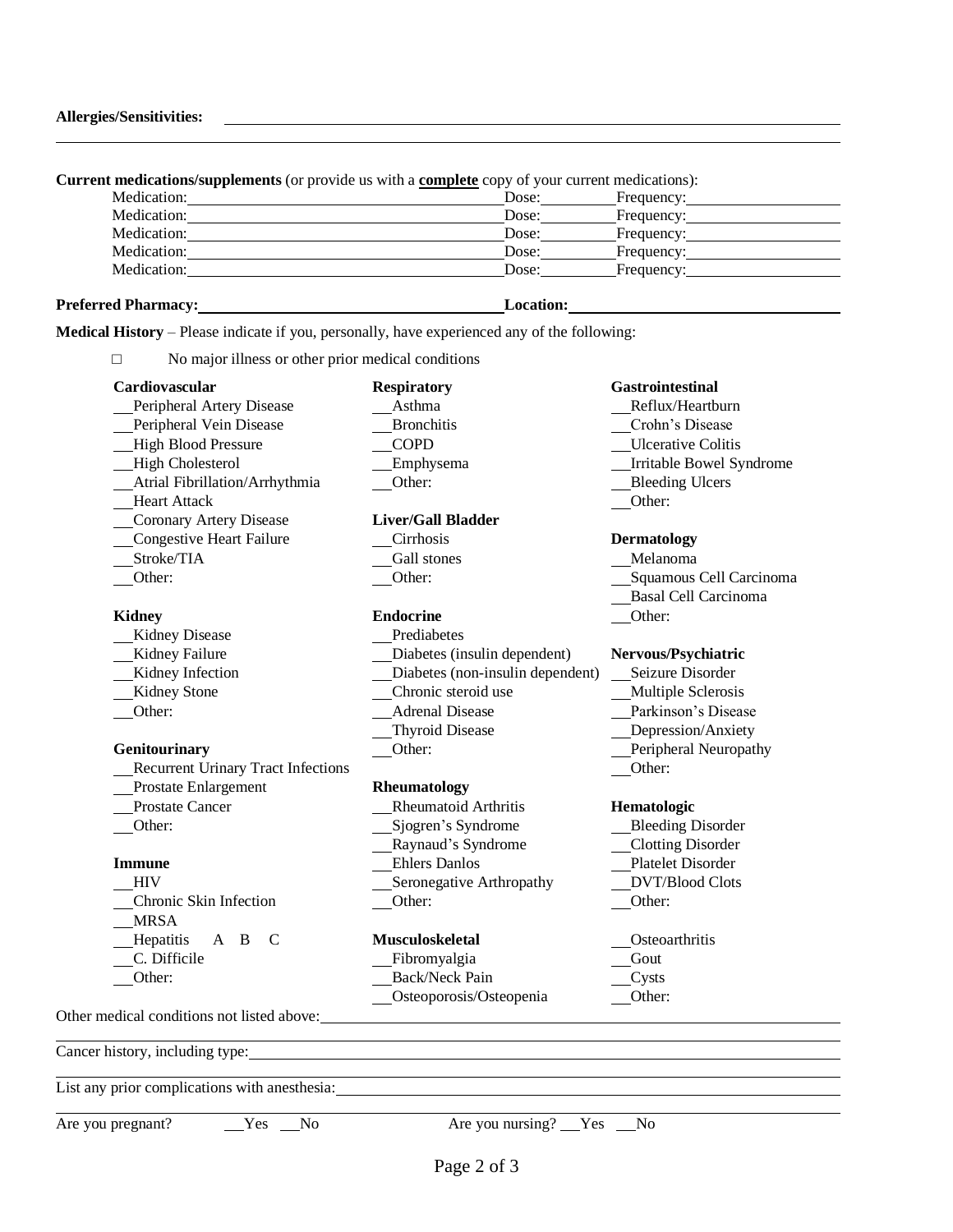**Allergies/Sensitivities:** ______________________________________________________________

______________________________________________________________

**Current medications/supplements** (or provide us with a **complete** copy of your current medications):

Medication:______________________ Dose:__________ Frequency:______________

Medication:______________________ Dose:__________ Frequency:______________

Medication:______________________ Dose:__________ Frequency:______________

Medication:______________________ Dose:__________ Frequency:______________

Medication:______________________ Dose:__________ Frequency:______________

**Preferred Pharmacy:**______________________ **Location:**______________________

**Medical History** – Please indicate if you, personally, have experienced any of the following:

□ No major illness or other prior medical conditions

**Cardiovascular**

__Peripheral Artery Disease
__Peripheral Vein Disease
__High Blood Pressure
__High Cholesterol
__Atrial Fibrillation/Arrhythmia
__Heart Attack
__Coronary Artery Disease
__Congestive Heart Failure
__Stroke/TIA
__Other:

**Kidney**

__Kidney Disease
__Kidney Failure
__Kidney Infection
__Kidney Stone
__Other:

**Genitourinary**

__Recurrent Urinary Tract Infections
__Prostate Enlargement
__Prostate Cancer
__Other:

**Immune**

__HIV
__Chronic Skin Infection
__MRSA
__Hepatitis A B C
__C. Difficile
__Other:

**Respiratory**

__Asthma
__Bronchitis
__COPD
__Emphysema
__Other:

**Liver/Gall Bladder**

__Cirrhosis
__Gall stones
__Other:

**Endocrine**

__Prediabetes
__Diabetes (insulin dependent)
__Diabetes (non-insulin dependent)
__Chronic steroid use
__Adrenal Disease
__Thyroid Disease
__Other:

**Rheumatology**

__Rheumatoid Arthritis
__Sjogren's Syndrome
__Raynaud's Syndrome
__Ehlers Danlos
__Seronegative Arthropathy
__Other:

**Musculoskeletal**

__Fibromyalgia
__Back/Neck Pain
__Osteoporosis/Osteopenia
__Osteoarthritis
__Gout
__Cysts
__Other:

**Gastrointestinal**

__Reflux/Heartburn
__Crohn's Disease
__Ulcerative Colitis
__Irritable Bowel Syndrome
__Bleeding Ulcers
__Other:

**Dermatology**

__Melanoma
__Squamous Cell Carcinoma
__Basal Cell Carcinoma
__Other:

**Nervous/Psychiatric**

__Seizure Disorder
__Multiple Sclerosis
__Parkinson's Disease
__Depression/Anxiety
__Peripheral Neuropathy
__Other:

**Hematologic**

__Bleeding Disorder
__Clotting Disorder
__Platelet Disorder
__DVT/Blood Clots
__Other:

Other medical conditions not listed above:______________________________________________

______________________________________________________________

Cancer history, including type:______________________________________________________

______________________________________________________________

List any prior complications with anesthesia:___________________________________________

______________________________________________________________

Are you pregnant? __Yes __No Are you nursing? __Yes __No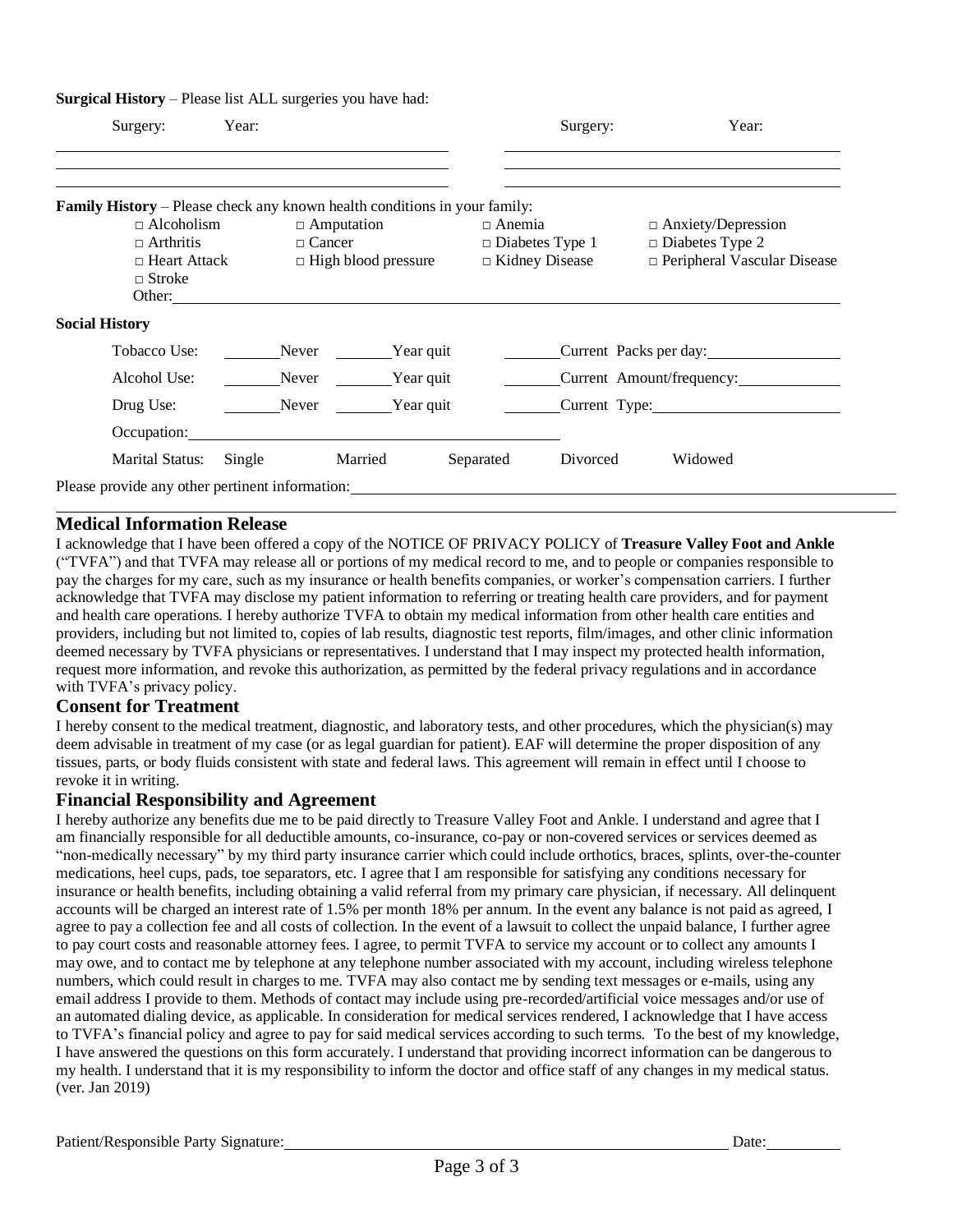**Surgical History** – Please list ALL surgeries you have had:

| Surgery: | Year: | Surgery: | Year: |
|---|---|---|---|
| | | | |
| | | | |

**Family History** – Please check any known health conditions in your family:

| | | | |
|---|---|---|---|
| □ Alcoholism | □ Amputation | □ Anemia | □ Anxiety/Depression |
| □ Arthritis | □ Cancer | □ Diabetes Type 1 | □ Diabetes Type 2 |
| □ Heart Attack | □ High blood pressure | □ Kidney Disease | □ Peripheral Vascular Disease |
| □ Stroke | | | |

Other: ____________________

**Social History**

| | | | |
|---|---|---|---|
| Tobacco Use: | ______ Never | ______ Year quit | ______ Current Packs per day: ______ |
| Alcohol Use: | ______ Never | ______ Year quit | ______ Current Amount/frequency: ______ |
| Drug Use: | ______ Never | ______ Year quit | ______ Current Type: ______ |

Occupation: ____________________

Marital Status: Single Married Separated Divorced Widowed

Please provide any other pertinent information: ____________________

## Medical Information Release

I acknowledge that I have been offered a copy of the NOTICE OF PRIVACY POLICY of **Treasure Valley Foot and Ankle** ("TVFA") and that TVFA may release all or portions of my medical record to me, and to people or companies responsible to pay the charges for my care, such as my insurance or health benefits companies, or worker's compensation carriers. I further acknowledge that TVFA may disclose my patient information to referring or treating health care providers, and for payment and health care operations. I hereby authorize TVFA to obtain my medical information from other health care entities and providers, including but not limited to, copies of lab results, diagnostic test reports, film/images, and other clinic information deemed necessary by TVFA physicians or representatives. I understand that I may inspect my protected health information, request more information, and revoke this authorization, as permitted by the federal privacy regulations and in accordance with TVFA's privacy policy.

## Consent for Treatment

I hereby consent to the medical treatment, diagnostic, and laboratory tests, and other procedures, which the physician(s) may deem advisable in treatment of my case (or as legal guardian for patient). EAF will determine the proper disposition of any tissues, parts, or body fluids consistent with state and federal laws. This agreement will remain in effect until I choose to revoke it in writing.

## Financial Responsibility and Agreement

I hereby authorize any benefits due me to be paid directly to Treasure Valley Foot and Ankle. I understand and agree that I am financially responsible for all deductible amounts, co-insurance, co-pay or non-covered services or services deemed as "non-medically necessary" by my third party insurance carrier which could include orthotics, braces, splints, over-the-counter medications, heel cups, pads, toe separators, etc. I agree that I am responsible for satisfying any conditions necessary for insurance or health benefits, including obtaining a valid referral from my primary care physician, if necessary. All delinquent accounts will be charged an interest rate of 1.5% per month 18% per annum. In the event any balance is not paid as agreed, I agree to pay a collection fee and all costs of collection. In the event of a lawsuit to collect the unpaid balance, I further agree to pay court costs and reasonable attorney fees. I agree, to permit TVFA to service my account or to collect any amounts I may owe, and to contact me by telephone at any telephone number associated with my account, including wireless telephone numbers, which could result in charges to me. TVFA may also contact me by sending text messages or e-mails, using any email address I provide to them. Methods of contact may include using pre-recorded/artificial voice messages and/or use of an automated dialing device, as applicable. In consideration for medical services rendered, I acknowledge that I have access to TVFA's financial policy and agree to pay for said medical services according to such terms. To the best of my knowledge, I have answered the questions on this form accurately. I understand that providing incorrect information can be dangerous to my health. I understand that it is my responsibility to inform the doctor and office staff of any changes in my medical status. (ver. Jan 2019)

Patient/Responsible Party Signature: ____________________ Date: __________